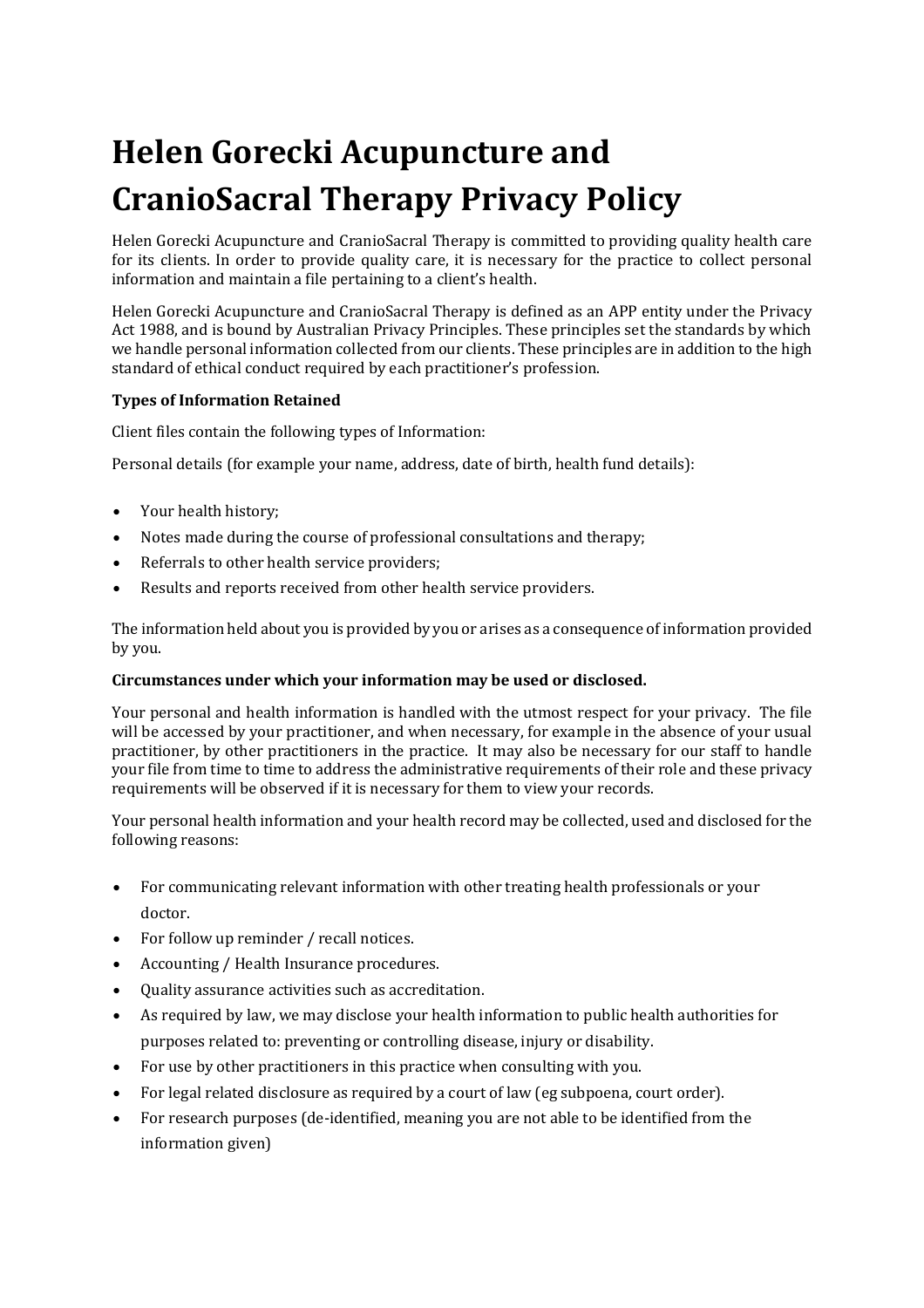# Helen Gorecki Acupuncture and CranioSacral Therapy Privacy Policy

Helen Gorecki Acupuncture and CranioSacral Therapy is committed to providing quality health care for its clients. In order to provide quality care, it is necessary for the practice to collect personal information and maintain a file pertaining to a client's health.

Helen Gorecki Acupuncture and CranioSacral Therapy is defined as an APP entity under the Privacy Act 1988, and is bound by Australian Privacy Principles. These principles set the standards by which we handle personal information collected from our clients. These principles are in addition to the high standard of ethical conduct required by each practitioner's profession.

**Types of Information Retained**

Client files contain the following types of Information:

Personal details (for example your name, address, date of birth, health fund details):

- Your health history;
- Notes made during the course of professional consultations and therapy;
- Referrals to other health service providers;
- Results and reports received from other health service providers.

The information held about you is provided by you or arises as a consequence of information provided by you.

**Circumstances under which your information may be used or disclosed.**

Your personal and health information is handled with the utmost respect for your privacy. The file will be accessed by your practitioner, and when necessary, for example in the absence of your usual practitioner, by other practitioners in the practice. It may also be necessary for our staff to handle your file from time to time to address the administrative requirements of their role and these privacy requirements will be observed if it is necessary for them to view your records.

Your personal health information and your health record may be collected, used and disclosed for the following reasons:

- For communicating relevant information with other treating health professionals or your doctor.
- For follow up reminder / recall notices.
- Accounting / Health Insurance procedures.
- Quality assurance activities such as accreditation.
- As required by law, we may disclose your health information to public health authorities for purposes related to: preventing or controlling disease, injury or disability.
- For use by other practitioners in this practice when consulting with you.
- For legal related disclosure as required by a court of law (eg subpoena, court order).
- For research purposes (de-identified, meaning you are not able to be identified from the information given)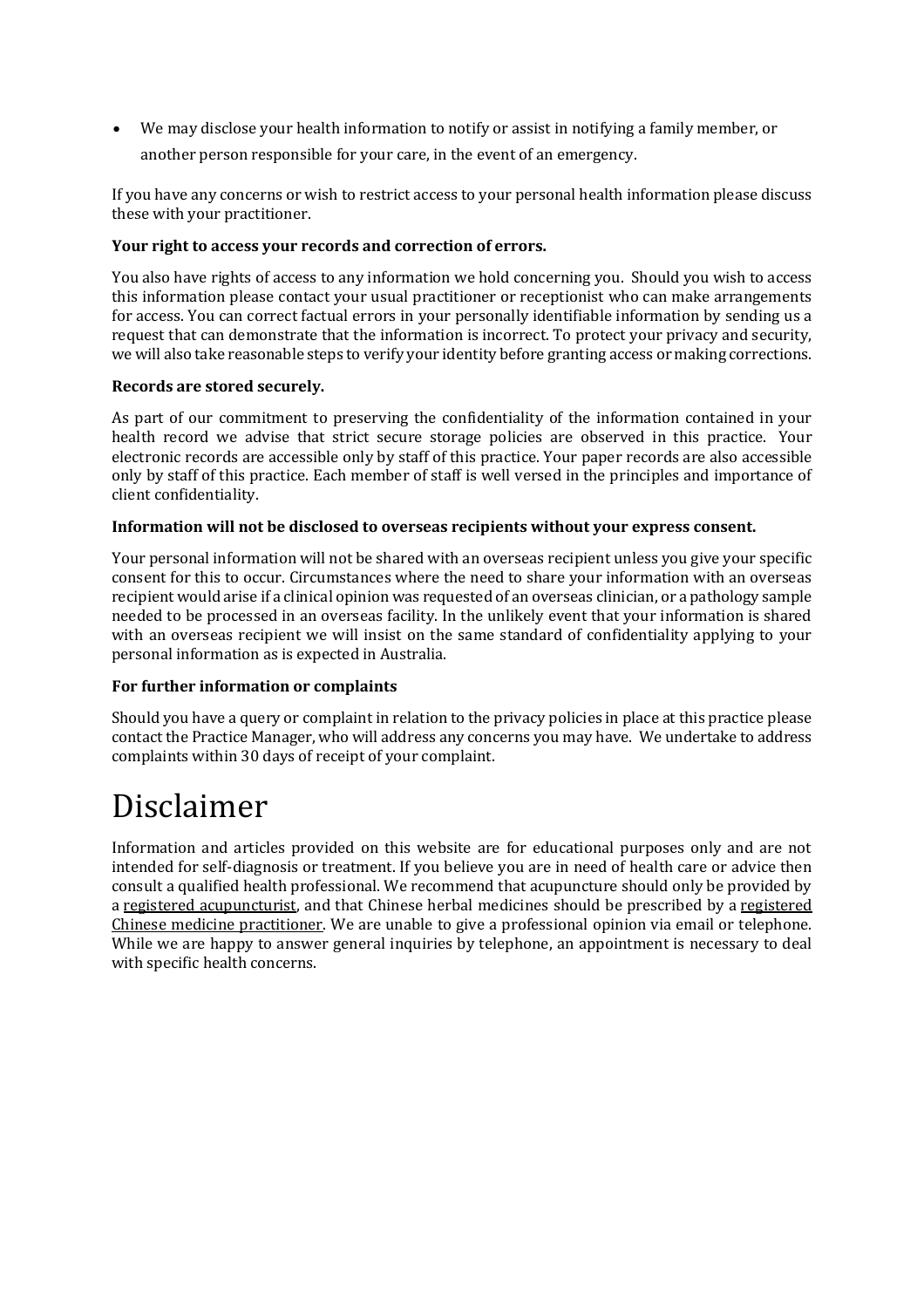- We may disclose your health information to notify or assist in notifying a family member, or another person responsible for your care, in the event of an emergency.

If you have any concerns or wish to restrict access to your personal health information please discuss these with your practitioner.

**Your right to access your records and correction of errors.**

You also have rights of access to any information we hold concerning you. Should you wish to access this information please contact your usual practitioner or receptionist who can make arrangements for access. You can correct factual errors in your personally identifiable information by sending us a request that can demonstrate that the information is incorrect. To protect your privacy and security, we will also take reasonable steps to verify your identity before granting access or making corrections.

**Records are stored securely.**

As part of our commitment to preserving the confidentiality of the information contained in your health record we advise that strict secure storage policies are observed in this practice. Your electronic records are accessible only by staff of this practice. Your paper records are also accessible only by staff of this practice. Each member of staff is well versed in the principles and importance of client confidentiality.

**Information will not be disclosed to overseas recipients without your express consent.**

Your personal information will not be shared with an overseas recipient unless you give your specific consent for this to occur. Circumstances where the need to share your information with an overseas recipient would arise if a clinical opinion was requested of an overseas clinician, or a pathology sample needed to be processed in an overseas facility. In the unlikely event that your information is shared with an overseas recipient we will insist on the same standard of confidentiality applying to your personal information as is expected in Australia.

**For further information or complaints**

Should you have a query or complaint in relation to the privacy policies in place at this practice please contact the Practice Manager, who will address any concerns you may have. We undertake to address complaints within 30 days of receipt of your complaint.

# Disclaimer

Information and articles provided on this website are for educational purposes only and are not intended for self-diagnosis or treatment. If you believe you are in need of health care or advice then consult a qualified health professional. We recommend that acupuncture should only be provided by a registered acupuncturist, and that Chinese herbal medicines should be prescribed by a registered Chinese medicine practitioner. We are unable to give a professional opinion via email or telephone. While we are happy to answer general inquiries by telephone, an appointment is necessary to deal with specific health concerns.